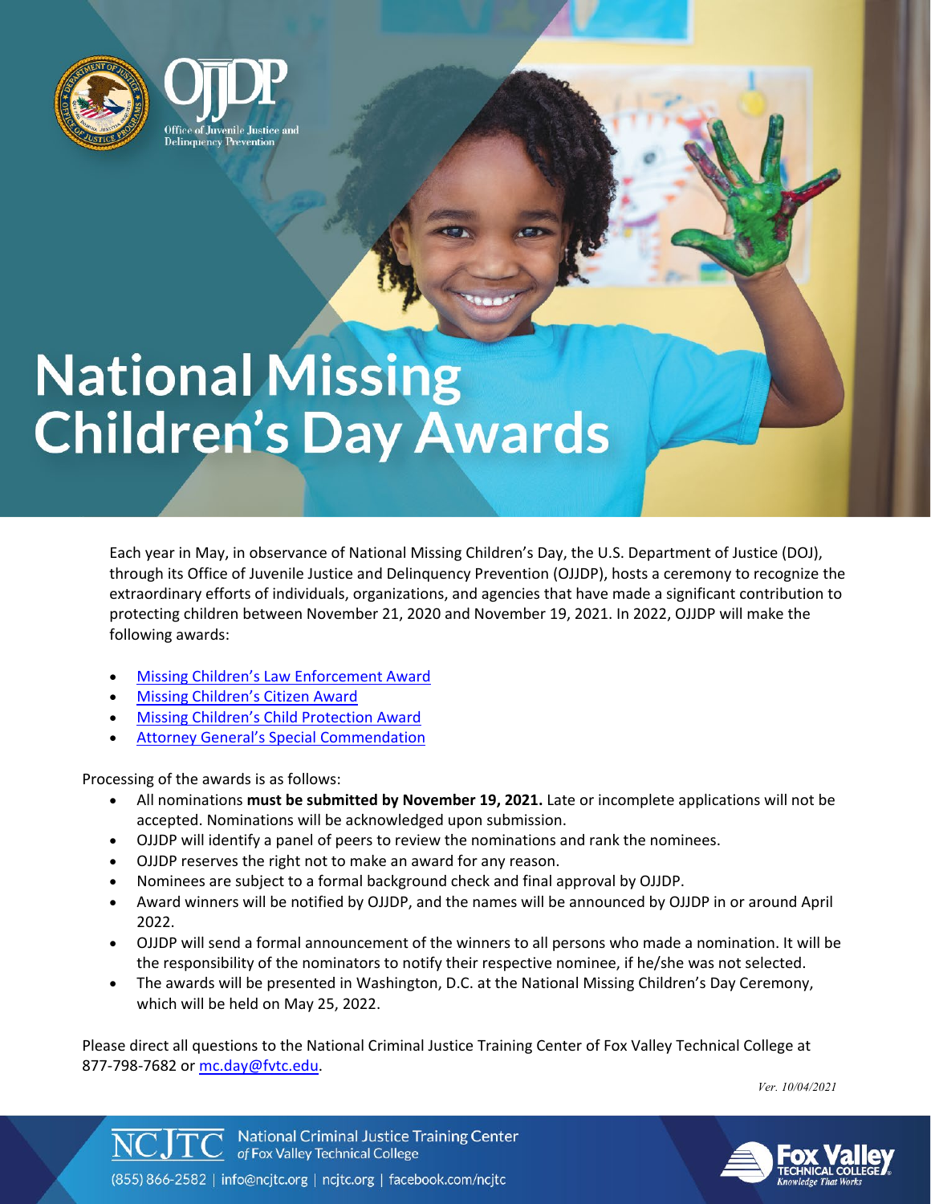# National Missing Children's Day Awards

Each year in May, in observance of National Missing Children's Day, the U.S. Department of Justice (DOJ), through its Office of Juvenile Justice and Delinquency Prevention (OJJDP), hosts a ceremony to recognize the extraordinary efforts of individuals, organizations, and agencies that have made a significant contribution to protecting children between November 21, 2020 and November 19, 2021. In 2022, OJJDP will make the following awards:

- Missing Children's Law Enforcement Award
- Missing Children's Citizen Award
- Missing Children's Child Protection Award
- Attorney General's Special Commendation

Processing of the awards is as follows:

- All nominations **must be submitted by November 19, 2021.** Late or incomplete applications will not be accepted. Nominations will be acknowledged upon submission.
- OJJDP will identify a panel of peers to review the nominations and rank the nominees.
- OJJDP reserves the right not to make an award for any reason.
- Nominees are subject to a formal background check and final approval by OJJDP.
- Award winners will be notified by OJJDP, and the names will be announced by OJJDP in or around April 2022.
- OJJDP will send a formal announcement of the winners to all persons who made a nomination. It will be the responsibility of the nominators to notify their respective nominee, if he/she was not selected.
- The awards will be presented in Washington, D.C. at the National Missing Children's Day Ceremony, which will be held on May 25, 2022.

Please direct all questions to the National Criminal Justice Training Center of Fox Valley Technical College at 877-798-7682 or mc.day@fvtc.edu.

*Ver. 10/04/2021*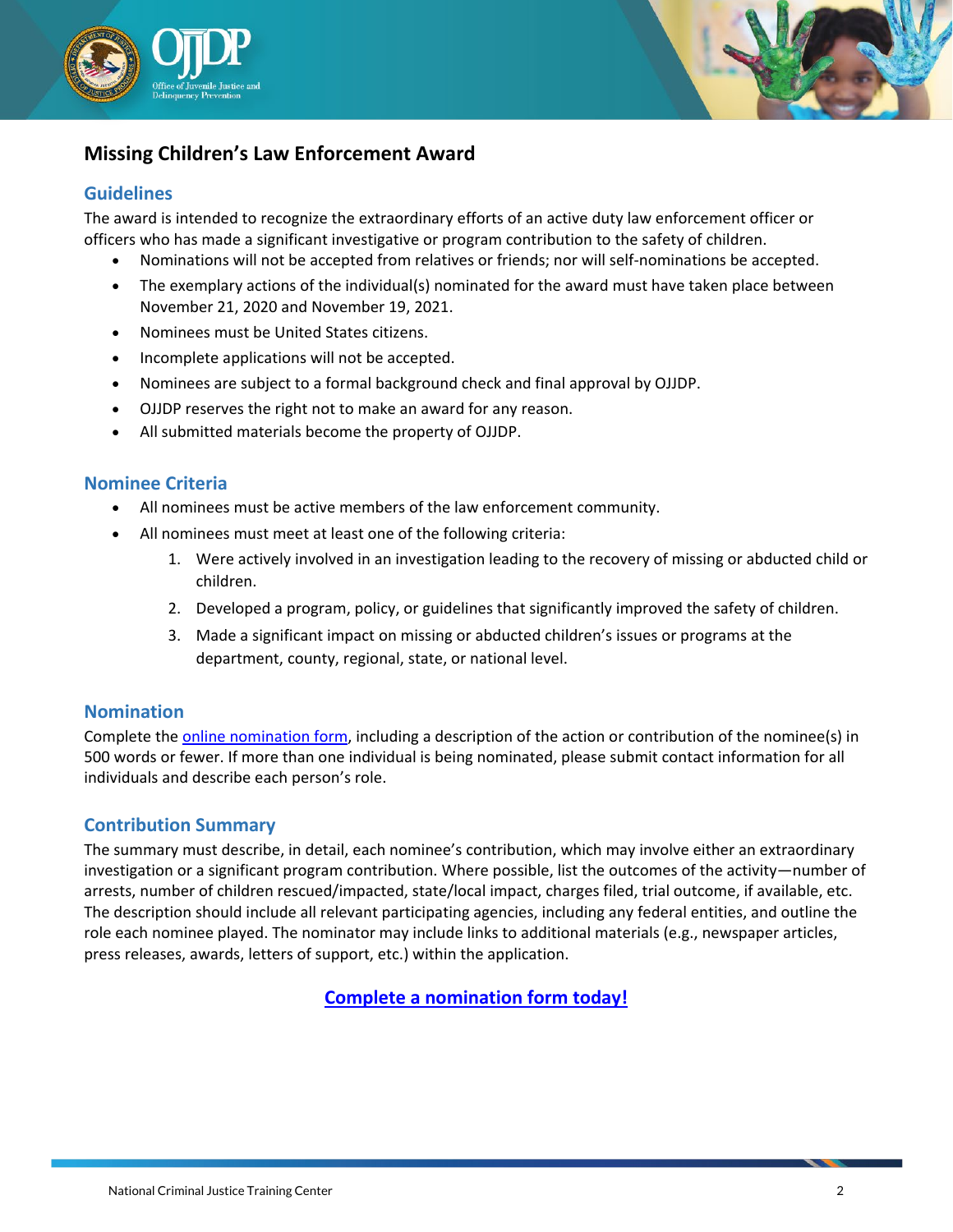## Missing Children's Law Enforcement Award

### Guidelines

The award is intended to recognize the extraordinary efforts of an active duty law enforcement officer or officers who has made a significant investigative or program contribution to the safety of children.

- Nominations will not be accepted from relatives or friends; nor will self-nominations be accepted.
- The exemplary actions of the individual(s) nominated for the award must have taken place between November 21, 2020 and November 19, 2021.
- Nominees must be United States citizens.
- Incomplete applications will not be accepted.
- Nominees are subject to a formal background check and final approval by OJJDP.
- OJJDP reserves the right not to make an award for any reason.
- All submitted materials become the property of OJJDP.

### Nominee Criteria

- All nominees must be active members of the law enforcement community.
- All nominees must meet at least one of the following criteria:
    1. Were actively involved in an investigation leading to the recovery of missing or abducted child or children.
    2. Developed a program, policy, or guidelines that significantly improved the safety of children.
    3. Made a significant impact on missing or abducted children's issues or programs at the department, county, regional, state, or national level.

### Nomination

Complete the online nomination form, including a description of the action or contribution of the nominee(s) in 500 words or fewer. If more than one individual is being nominated, please submit contact information for all individuals and describe each person's role.

### Contribution Summary

The summary must describe, in detail, each nominee's contribution, which may involve either an extraordinary investigation or a significant program contribution. Where possible, list the outcomes of the activity—number of arrests, number of children rescued/impacted, state/local impact, charges filed, trial outcome, if available, etc. The description should include all relevant participating agencies, including any federal entities, and outline the role each nominee played. The nominator may include links to additional materials (e.g., newspaper articles, press releases, awards, letters of support, etc.) within the application.

**Complete a nomination form today!**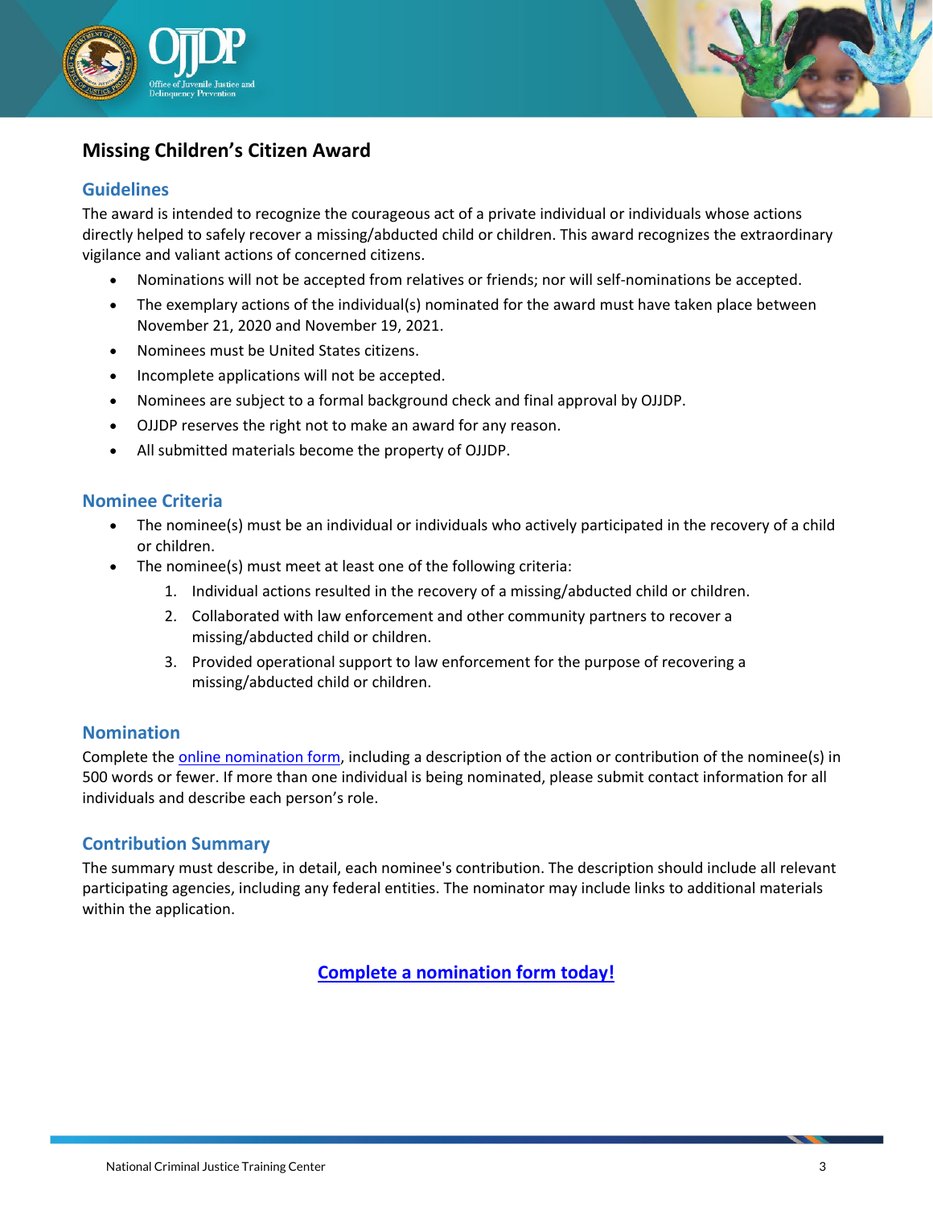## Missing Children's Citizen Award

### Guidelines

The award is intended to recognize the courageous act of a private individual or individuals whose actions directly helped to safely recover a missing/abducted child or children. This award recognizes the extraordinary vigilance and valiant actions of concerned citizens.

- Nominations will not be accepted from relatives or friends; nor will self-nominations be accepted.
- The exemplary actions of the individual(s) nominated for the award must have taken place between November 21, 2020 and November 19, 2021.
- Nominees must be United States citizens.
- Incomplete applications will not be accepted.
- Nominees are subject to a formal background check and final approval by OJJDP.
- OJJDP reserves the right not to make an award for any reason.
- All submitted materials become the property of OJJDP.

### Nominee Criteria

- The nominee(s) must be an individual or individuals who actively participated in the recovery of a child or children.
- The nominee(s) must meet at least one of the following criteria:
  1. Individual actions resulted in the recovery of a missing/abducted child or children.
  2. Collaborated with law enforcement and other community partners to recover a missing/abducted child or children.
  3. Provided operational support to law enforcement for the purpose of recovering a missing/abducted child or children.

### Nomination

Complete the online nomination form, including a description of the action or contribution of the nominee(s) in 500 words or fewer. If more than one individual is being nominated, please submit contact information for all individuals and describe each person's role.

### Contribution Summary

The summary must describe, in detail, each nominee's contribution. The description should include all relevant participating agencies, including any federal entities. The nominator may include links to additional materials within the application.

**Complete a nomination form today!**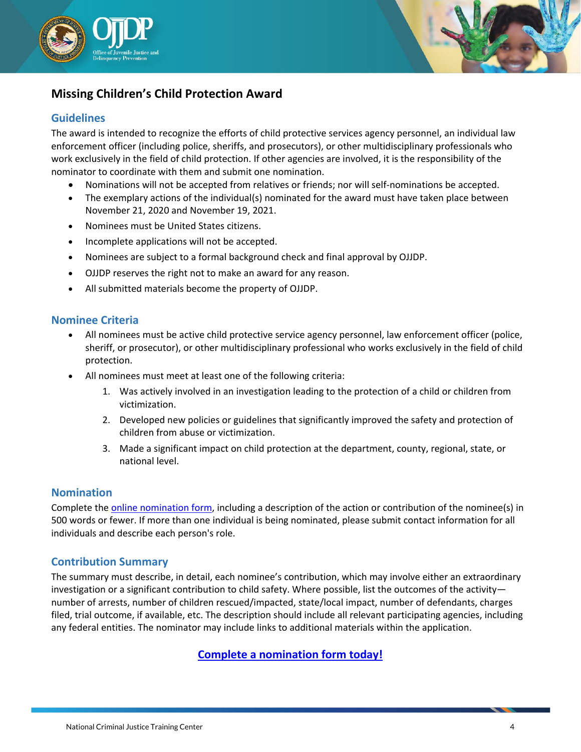# Missing Children's Child Protection Award

## Guidelines

The award is intended to recognize the efforts of child protective services agency personnel, an individual law enforcement officer (including police, sheriffs, and prosecutors), or other multidisciplinary professionals who work exclusively in the field of child protection. If other agencies are involved, it is the responsibility of the nominator to coordinate with them and submit one nomination.

- Nominations will not be accepted from relatives or friends; nor will self-nominations be accepted.
- The exemplary actions of the individual(s) nominated for the award must have taken place between November 21, 2020 and November 19, 2021.
- Nominees must be United States citizens.
- Incomplete applications will not be accepted.
- Nominees are subject to a formal background check and final approval by OJJDP.
- OJJDP reserves the right not to make an award for any reason.
- All submitted materials become the property of OJJDP.

## Nominee Criteria

- All nominees must be active child protective service agency personnel, law enforcement officer (police, sheriff, or prosecutor), or other multidisciplinary professional who works exclusively in the field of child protection.
- All nominees must meet at least one of the following criteria:
  1. Was actively involved in an investigation leading to the protection of a child or children from victimization.
  2. Developed new policies or guidelines that significantly improved the safety and protection of children from abuse or victimization.
  3. Made a significant impact on child protection at the department, county, regional, state, or national level.

## Nomination

Complete the online nomination form, including a description of the action or contribution of the nominee(s) in 500 words or fewer. If more than one individual is being nominated, please submit contact information for all individuals and describe each person's role.

## Contribution Summary

The summary must describe, in detail, each nominee's contribution, which may involve either an extraordinary investigation or a significant contribution to child safety. Where possible, list the outcomes of the activity—number of arrests, number of children rescued/impacted, state/local impact, number of defendants, charges filed, trial outcome, if available, etc. The description should include all relevant participating agencies, including any federal entities. The nominator may include links to additional materials within the application.

**Complete a nomination form today!**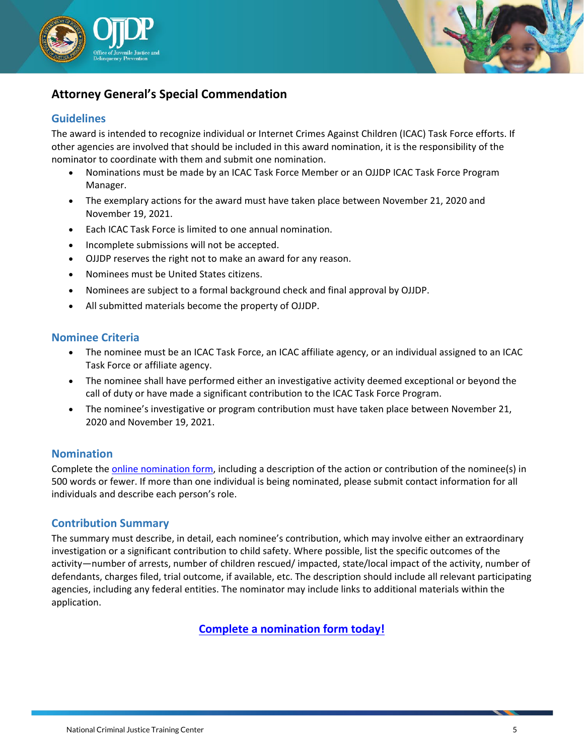# Attorney General's Special Commendation

## Guidelines

The award is intended to recognize individual or Internet Crimes Against Children (ICAC) Task Force efforts. If other agencies are involved that should be included in this award nomination, it is the responsibility of the nominator to coordinate with them and submit one nomination.

- Nominations must be made by an ICAC Task Force Member or an OJJDP ICAC Task Force Program Manager.
- The exemplary actions for the award must have taken place between November 21, 2020 and November 19, 2021.
- Each ICAC Task Force is limited to one annual nomination.
- Incomplete submissions will not be accepted.
- OJJDP reserves the right not to make an award for any reason.
- Nominees must be United States citizens.
- Nominees are subject to a formal background check and final approval by OJJDP.
- All submitted materials become the property of OJJDP.

## Nominee Criteria

- The nominee must be an ICAC Task Force, an ICAC affiliate agency, or an individual assigned to an ICAC Task Force or affiliate agency.
- The nominee shall have performed either an investigative activity deemed exceptional or beyond the call of duty or have made a significant contribution to the ICAC Task Force Program.
- The nominee's investigative or program contribution must have taken place between November 21, 2020 and November 19, 2021.

## Nomination

Complete the online nomination form, including a description of the action or contribution of the nominee(s) in 500 words or fewer. If more than one individual is being nominated, please submit contact information for all individuals and describe each person's role.

## Contribution Summary

The summary must describe, in detail, each nominee's contribution, which may involve either an extraordinary investigation or a significant contribution to child safety. Where possible, list the specific outcomes of the activity—number of arrests, number of children rescued/ impacted, state/local impact of the activity, number of defendants, charges filed, trial outcome, if available, etc. The description should include all relevant participating agencies, including any federal entities. The nominator may include links to additional materials within the application.

**Complete a nomination form today!**